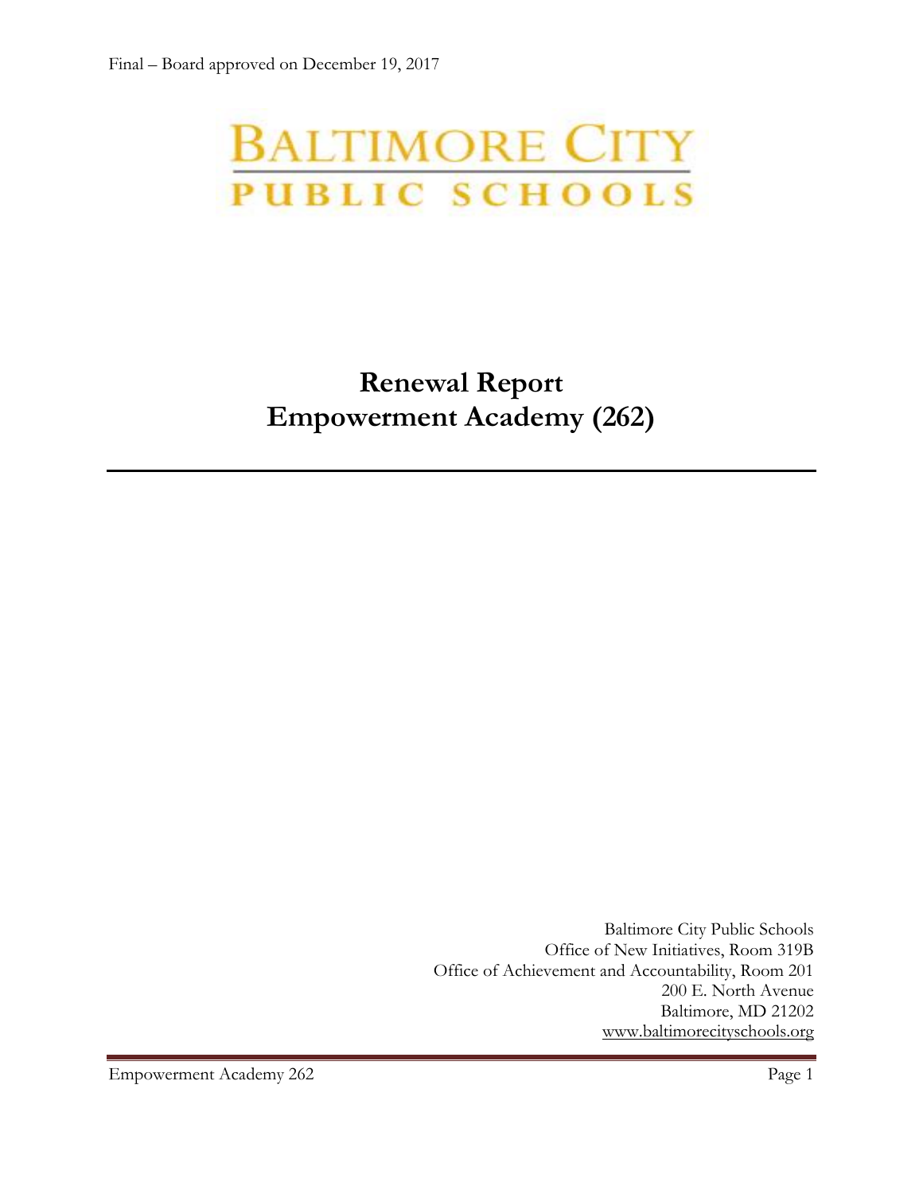Final – Board approved on December 19, 2017

BALTIMORE CITY
PUBLIC SCHOOLS

# Renewal Report
# Empowerment Academy (262)

Baltimore City Public Schools
Office of New Initiatives, Room 319B
Office of Achievement and Accountability, Room 201
200 E. North Avenue
Baltimore, MD 21202
www.baltimorecityschools.org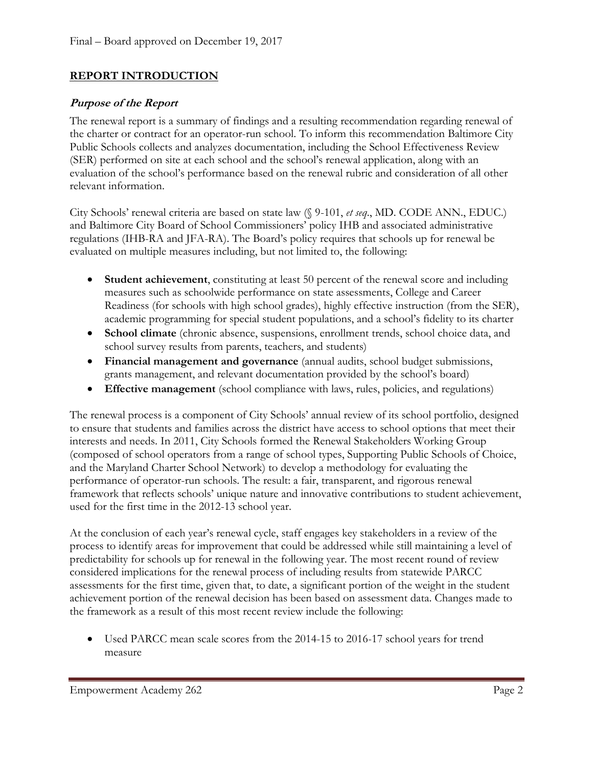Final – Board approved on December 19, 2017

## REPORT INTRODUCTION

### *Purpose of the Report*

The renewal report is a summary of findings and a resulting recommendation regarding renewal of the charter or contract for an operator-run school. To inform this recommendation Baltimore City Public Schools collects and analyzes documentation, including the School Effectiveness Review (SER) performed on site at each school and the school's renewal application, along with an evaluation of the school's performance based on the renewal rubric and consideration of all other relevant information.

City Schools' renewal criteria are based on state law (§ 9-101, *et seq*., MD. CODE ANN., EDUC.) and Baltimore City Board of School Commissioners' policy IHB and associated administrative regulations (IHB-RA and JFA-RA). The Board's policy requires that schools up for renewal be evaluated on multiple measures including, but not limited to, the following:

- **Student achievement**, constituting at least 50 percent of the renewal score and including measures such as schoolwide performance on state assessments, College and Career Readiness (for schools with high school grades), highly effective instruction (from the SER), academic programming for special student populations, and a school's fidelity to its charter
- **School climate** (chronic absence, suspensions, enrollment trends, school choice data, and school survey results from parents, teachers, and students)
- **Financial management and governance** (annual audits, school budget submissions, grants management, and relevant documentation provided by the school's board)
- **Effective management** (school compliance with laws, rules, policies, and regulations)

The renewal process is a component of City Schools' annual review of its school portfolio, designed to ensure that students and families across the district have access to school options that meet their interests and needs. In 2011, City Schools formed the Renewal Stakeholders Working Group (composed of school operators from a range of school types, Supporting Public Schools of Choice, and the Maryland Charter School Network) to develop a methodology for evaluating the performance of operator-run schools. The result: a fair, transparent, and rigorous renewal framework that reflects schools' unique nature and innovative contributions to student achievement, used for the first time in the 2012-13 school year.

At the conclusion of each year's renewal cycle, staff engages key stakeholders in a review of the process to identify areas for improvement that could be addressed while still maintaining a level of predictability for schools up for renewal in the following year. The most recent round of review considered implications for the renewal process of including results from statewide PARCC assessments for the first time, given that, to date, a significant portion of the weight in the student achievement portion of the renewal decision has been based on assessment data. Changes made to the framework as a result of this most recent review include the following:

- Used PARCC mean scale scores from the 2014-15 to 2016-17 school years for trend measure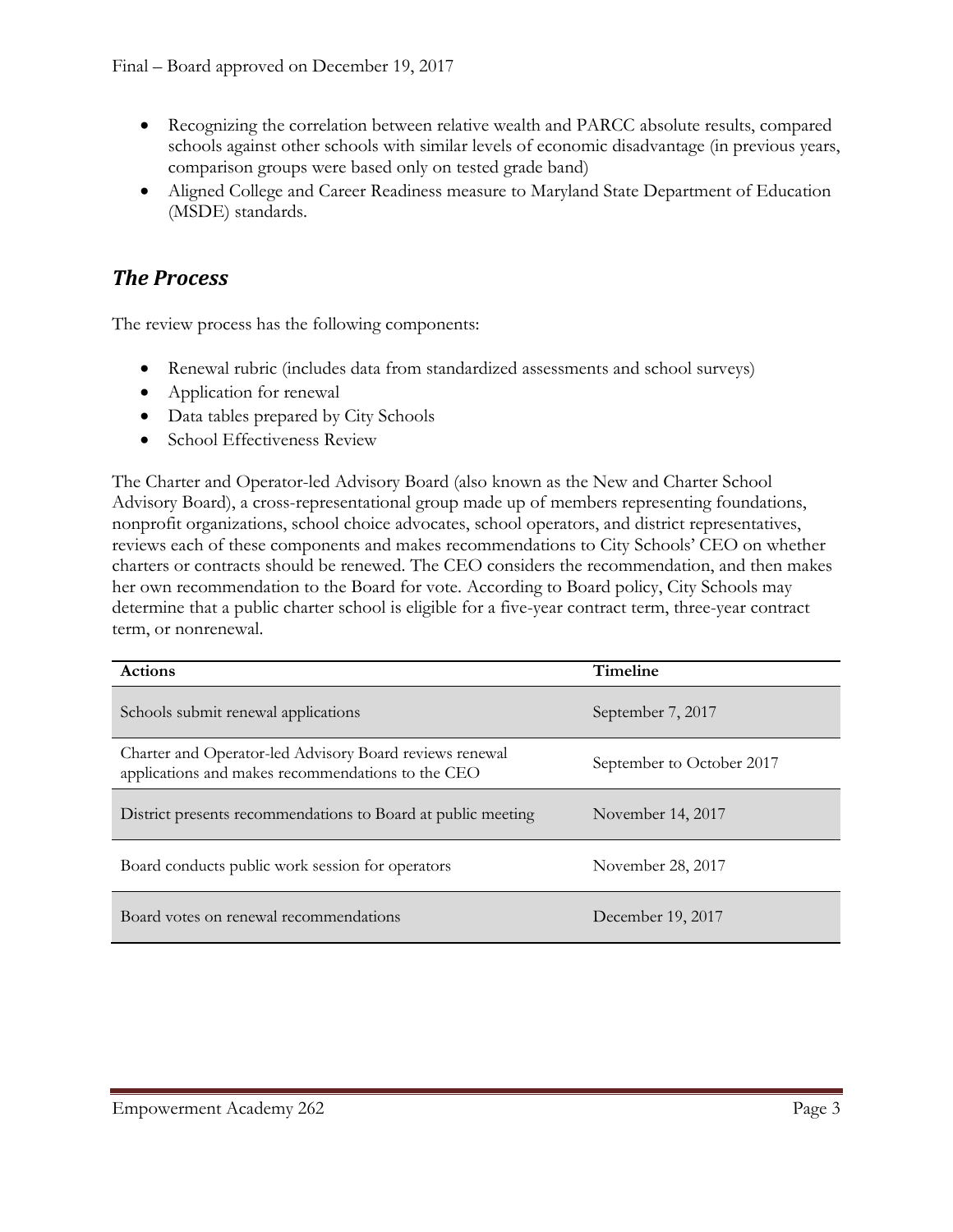- Recognizing the correlation between relative wealth and PARCC absolute results, compared schools against other schools with similar levels of economic disadvantage (in previous years, comparison groups were based only on tested grade band)
- Aligned College and Career Readiness measure to Maryland State Department of Education (MSDE) standards.

## *The Process*

The review process has the following components:

- Renewal rubric (includes data from standardized assessments and school surveys)
- Application for renewal
- Data tables prepared by City Schools
- School Effectiveness Review

The Charter and Operator-led Advisory Board (also known as the New and Charter School Advisory Board), a cross-representational group made up of members representing foundations, nonprofit organizations, school choice advocates, school operators, and district representatives, reviews each of these components and makes recommendations to City Schools' CEO on whether charters or contracts should be renewed. The CEO considers the recommendation, and then makes her own recommendation to the Board for vote. According to Board policy, City Schools may determine that a public charter school is eligible for a five-year contract term, three-year contract term, or nonrenewal.

| Actions | Timeline |
|---|---|
| Schools submit renewal applications | September 7, 2017 |
| Charter and Operator-led Advisory Board reviews renewal applications and makes recommendations to the CEO | September to October 2017 |
| District presents recommendations to Board at public meeting | November 14, 2017 |
| Board conducts public work session for operators | November 28, 2017 |
| Board votes on renewal recommendations | December 19, 2017 |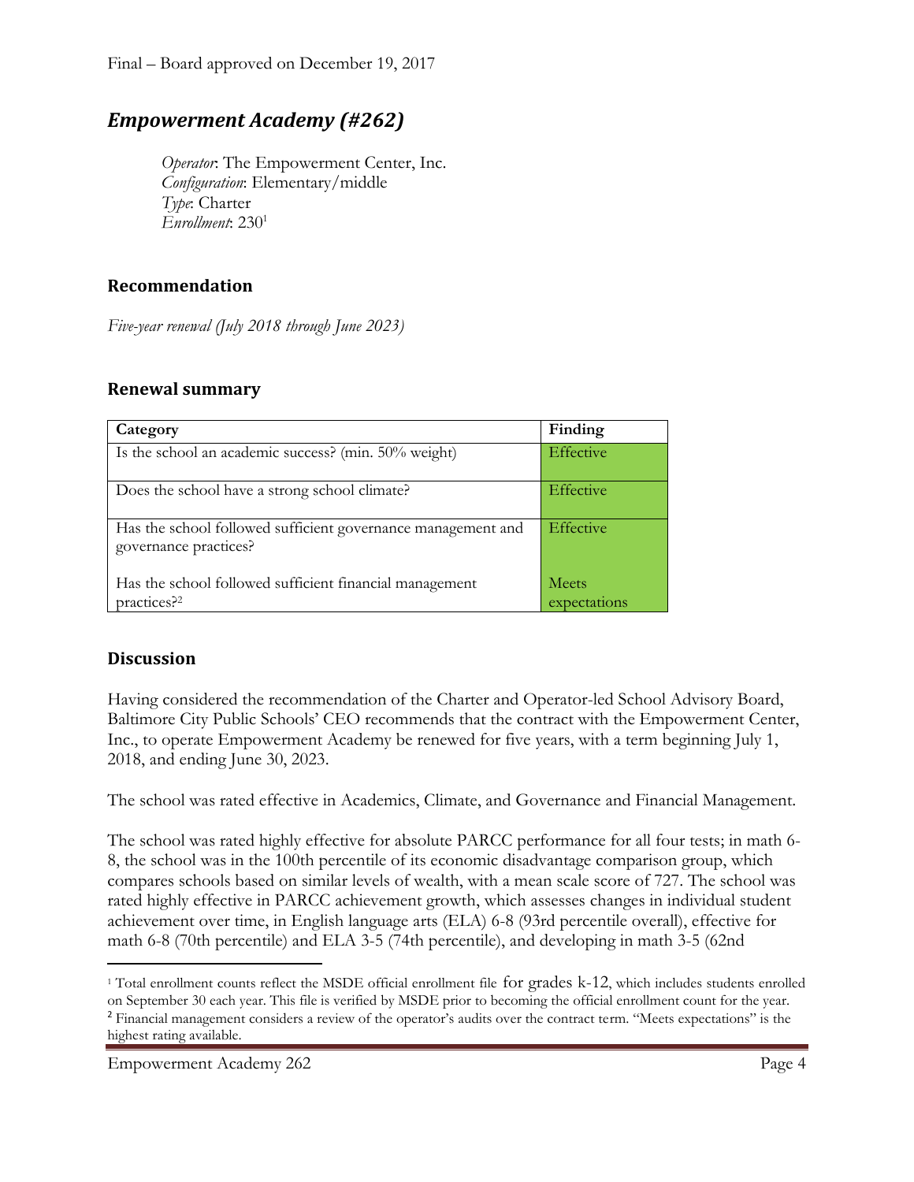Final – Board approved on December 19, 2017

## *Empowerment Academy (#262)*

*Operator*: The Empowerment Center, Inc.
*Configuration*: Elementary/middle
*Type*: Charter
*Enrollment*: 230[1]

### Recommendation

*Five-year renewal (July 2018 through June 2023)*

### Renewal summary

| Category | Finding |
|---|---|
| Is the school an academic success? (min. 50% weight) | Effective |
| Does the school have a strong school climate? | Effective |
| Has the school followed sufficient governance management and governance practices? | Effective |
| Has the school followed sufficient financial management practices?[2] | Meets expectations |

### Discussion

Having considered the recommendation of the Charter and Operator-led School Advisory Board, Baltimore City Public Schools' CEO recommends that the contract with the Empowerment Center, Inc., to operate Empowerment Academy be renewed for five years, with a term beginning July 1, 2018, and ending June 30, 2023.

The school was rated effective in Academics, Climate, and Governance and Financial Management.

The school was rated highly effective for absolute PARCC performance for all four tests; in math 6-8, the school was in the 100th percentile of its economic disadvantage comparison group, which compares schools based on similar levels of wealth, with a mean scale score of 727. The school was rated highly effective in PARCC achievement growth, which assesses changes in individual student achievement over time, in English language arts (ELA) 6-8 (93rd percentile overall), effective for math 6-8 (70th percentile) and ELA 3-5 (74th percentile), and developing in math 3-5 (62nd

---

[1] Total enrollment counts reflect the MSDE official enrollment file for grades k-12, which includes students enrolled on September 30 each year. This file is verified by MSDE prior to becoming the official enrollment count for the year.

[2] Financial management considers a review of the operator's audits over the contract term. "Meets expectations" is the highest rating available.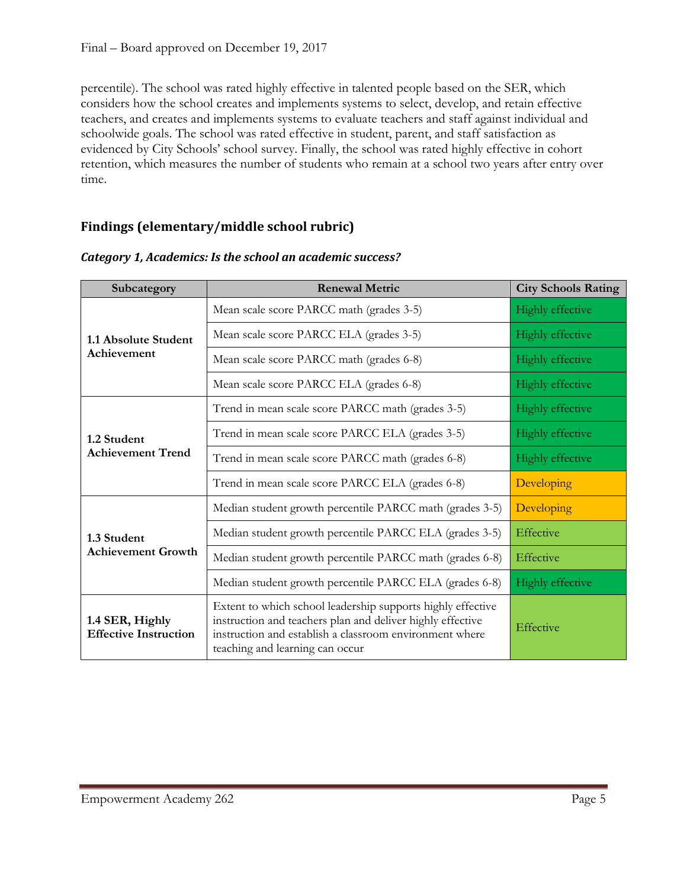percentile). The school was rated highly effective in talented people based on the SER, which considers how the school creates and implements systems to select, develop, and retain effective teachers, and creates and implements systems to evaluate teachers and staff against individual and schoolwide goals. The school was rated effective in student, parent, and staff satisfaction as evidenced by City Schools' school survey. Finally, the school was rated highly effective in cohort retention, which measures the number of students who remain at a school two years after entry over time.

## Findings (elementary/middle school rubric)

### *Category 1, Academics: Is the school an academic success?*

| Subcategory | Renewal Metric | City Schools Rating |
|---|---|---|
| **1.1 Absolute Student Achievement** | Mean scale score PARCC math (grades 3-5) | Highly effective |
| | Mean scale score PARCC ELA (grades 3-5) | Highly effective |
| | Mean scale score PARCC math (grades 6-8) | Highly effective |
| | Mean scale score PARCC ELA (grades 6-8) | Highly effective |
| **1.2 Student Achievement Trend** | Trend in mean scale score PARCC math (grades 3-5) | Highly effective |
| | Trend in mean scale score PARCC ELA (grades 3-5) | Highly effective |
| | Trend in mean scale score PARCC math (grades 6-8) | Highly effective |
| | Trend in mean scale score PARCC ELA (grades 6-8) | Developing |
| **1.3 Student Achievement Growth** | Median student growth percentile PARCC math (grades 3-5) | Developing |
| | Median student growth percentile PARCC ELA (grades 3-5) | Effective |
| | Median student growth percentile PARCC math (grades 6-8) | Effective |
| | Median student growth percentile PARCC ELA (grades 6-8) | Highly effective |
| **1.4 SER, Highly Effective Instruction** | Extent to which school leadership supports highly effective instruction and teachers plan and deliver highly effective instruction and establish a classroom environment where teaching and learning can occur | Effective |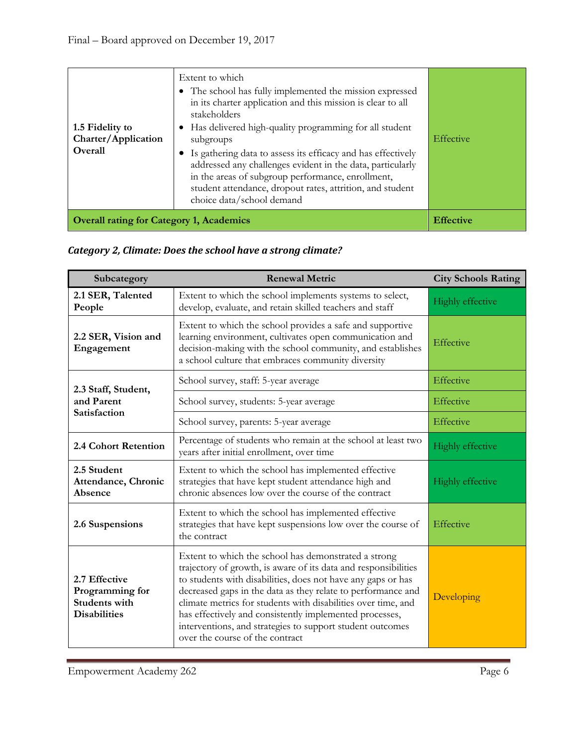| | | |
|---|---|---|
| **1.5 Fidelity to Charter/Application Overall** | Extent to which<br>• The school has fully implemented the mission expressed in its charter application and this mission is clear to all stakeholders<br>• Has delivered high-quality programming for all student subgroups<br>• Is gathering data to assess its efficacy and has effectively addressed any challenges evident in the data, particularly in the areas of subgroup performance, enrollment, student attendance, dropout rates, attrition, and student choice data/school demand | Effective |
| **Overall rating for Category 1, Academics** | | **Effective** |

***Category 2, Climate: Does the school have a strong climate?***

| Subcategory | Renewal Metric | City Schools Rating |
|---|---|---|
| **2.1 SER, Talented People** | Extent to which the school implements systems to select, develop, evaluate, and retain skilled teachers and staff | Highly effective |
| **2.2 SER, Vision and Engagement** | Extent to which the school provides a safe and supportive learning environment, cultivates open communication and decision-making with the school community, and establishes a school culture that embraces community diversity | Effective |
| **2.3 Staff, Student, and Parent Satisfaction** | School survey, staff: 5-year average | Effective |
| | School survey, students: 5-year average | Effective |
| | School survey, parents: 5-year average | Effective |
| **2.4 Cohort Retention** | Percentage of students who remain at the school at least two years after initial enrollment, over time | Highly effective |
| **2.5 Student Attendance, Chronic Absence** | Extent to which the school has implemented effective strategies that have kept student attendance high and chronic absences low over the course of the contract | Highly effective |
| **2.6 Suspensions** | Extent to which the school has implemented effective strategies that have kept suspensions low over the course of the contract | Effective |
| **2.7 Effective Programming for Students with Disabilities** | Extent to which the school has demonstrated a strong trajectory of growth, is aware of its data and responsibilities to students with disabilities, does not have any gaps or has decreased gaps in the data as they relate to performance and climate metrics for students with disabilities over time, and has effectively and consistently implemented processes, interventions, and strategies to support student outcomes over the course of the contract | Developing |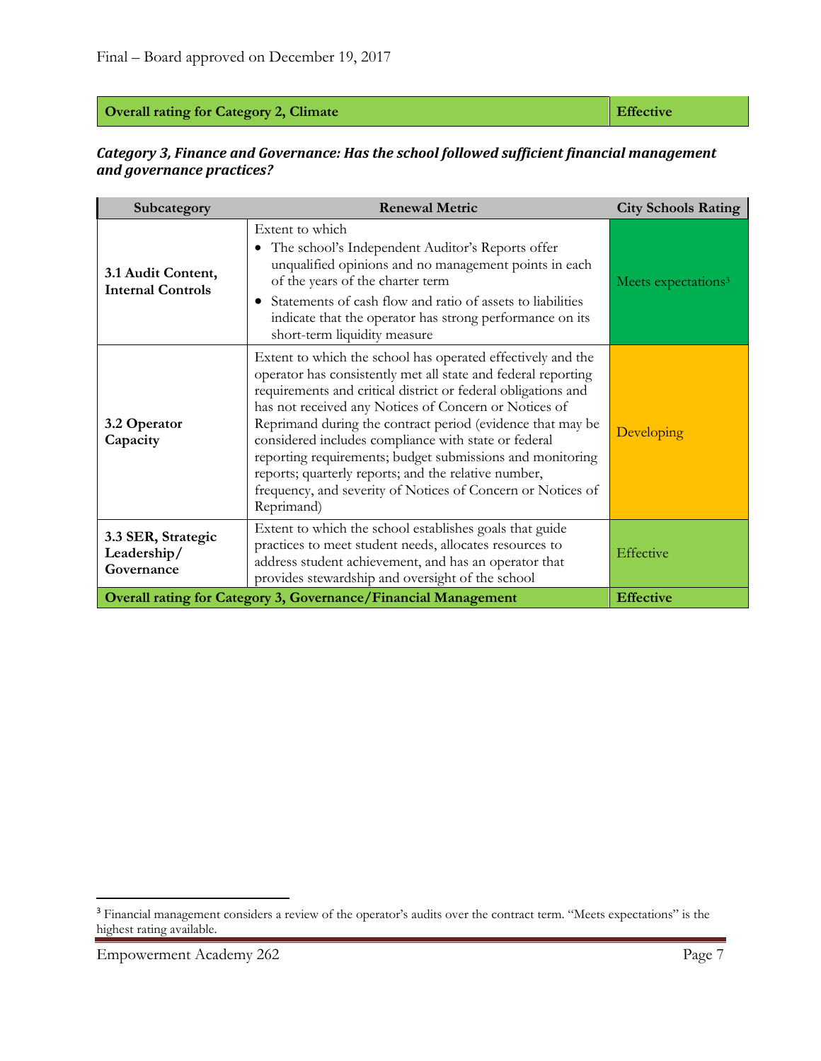Final – Board approved on December 19, 2017

| Overall rating for Category 2, Climate | Effective |
|---|---|

***Category 3, Finance and Governance: Has the school followed sufficient financial management and governance practices?***

| Subcategory | Renewal Metric | City Schools Rating |
|---|---|---|
| **3.1 Audit Content, Internal Controls** | Extent to which<br>• The school's Independent Auditor's Reports offer unqualified opinions and no management points in each of the years of the charter term<br>• Statements of cash flow and ratio of assets to liabilities indicate that the operator has strong performance on its short-term liquidity measure | Meets expectations[3] |
| **3.2 Operator Capacity** | Extent to which the school has operated effectively and the operator has consistently met all state and federal reporting requirements and critical district or federal obligations and has not received any Notices of Concern or Notices of Reprimand during the contract period (evidence that may be considered includes compliance with state or federal reporting requirements; budget submissions and monitoring reports; quarterly reports; and the relative number, frequency, and severity of Notices of Concern or Notices of Reprimand) | Developing |
| **3.3 SER, Strategic Leadership/ Governance** | Extent to which the school establishes goals that guide practices to meet student needs, allocates resources to address student achievement, and has an operator that provides stewardship and oversight of the school | Effective |
| **Overall rating for Category 3, Governance/Financial Management** | | **Effective** |

[3] Financial management considers a review of the operator's audits over the contract term. "Meets expectations" is the highest rating available.